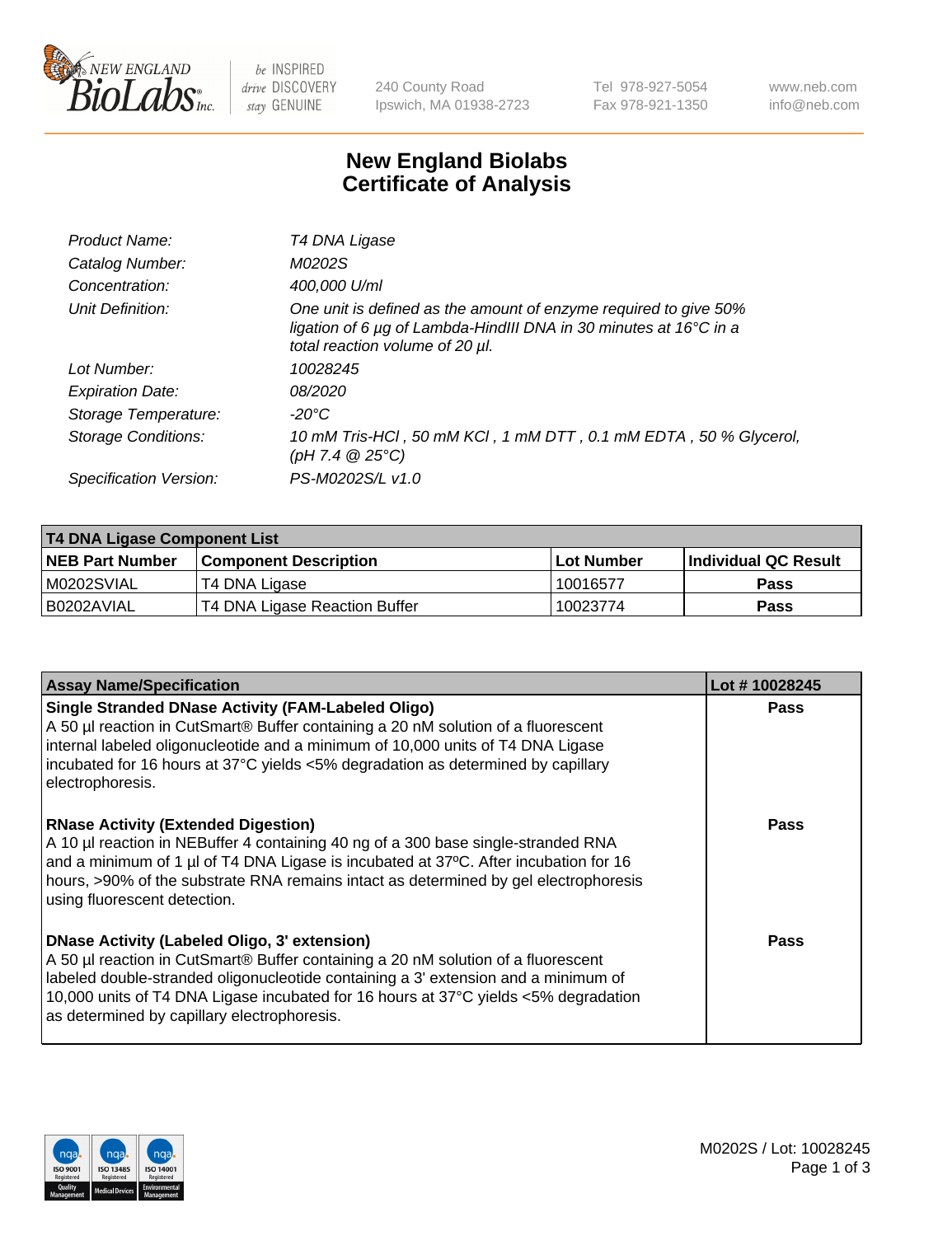# New England Biolabs Certificate of Analysis

| | |
|---|---|
| *Product Name:* | *T4 DNA Ligase* |
| *Catalog Number:* | *M0202S* |
| *Concentration:* | *400,000 U/ml* |
| *Unit Definition:* | *One unit is defined as the amount of enzyme required to give 50% ligation of 6 µg of Lambda-HindIII DNA in 30 minutes at 16°C in a total reaction volume of 20 µl.* |
| *Lot Number:* | *10028245* |
| *Expiration Date:* | *08/2020* |
| *Storage Temperature:* | *-20°C* |
| *Storage Conditions:* | *10 mM Tris-HCl , 50 mM KCl , 1 mM DTT , 0.1 mM EDTA , 50 % Glycerol, (pH 7.4 @ 25°C)* |
| *Specification Version:* | *PS-M0202S/L v1.0* |

| T4 DNA Ligase Component List | | | |
|---|---|---|---|
| **NEB Part Number** | **Component Description** | **Lot Number** | **Individual QC Result** |
| M0202SVIAL | T4 DNA Ligase | 10016577 | **Pass** |
| B0202AVIAL | T4 DNA Ligase Reaction Buffer | 10023774 | **Pass** |

| Assay Name/Specification | Lot # 10028245 |
|---|---|
| **Single Stranded DNase Activity (FAM-Labeled Oligo)** A 50 µl reaction in CutSmart® Buffer containing a 20 nM solution of a fluorescent internal labeled oligonucleotide and a minimum of 10,000 units of T4 DNA Ligase incubated for 16 hours at 37°C yields <5% degradation as determined by capillary electrophoresis. | **Pass** |
| **RNase Activity (Extended Digestion)** A 10 µl reaction in NEBuffer 4 containing 40 ng of a 300 base single-stranded RNA and a minimum of 1 µl of T4 DNA Ligase is incubated at 37ºC. After incubation for 16 hours, >90% of the substrate RNA remains intact as determined by gel electrophoresis using fluorescent detection. | **Pass** |
| **DNase Activity (Labeled Oligo, 3' extension)** A 50 µl reaction in CutSmart® Buffer containing a 20 nM solution of a fluorescent labeled double-stranded oligonucleotide containing a 3' extension and a minimum of 10,000 units of T4 DNA Ligase incubated for 16 hours at 37°C yields <5% degradation as determined by capillary electrophoresis. | **Pass** |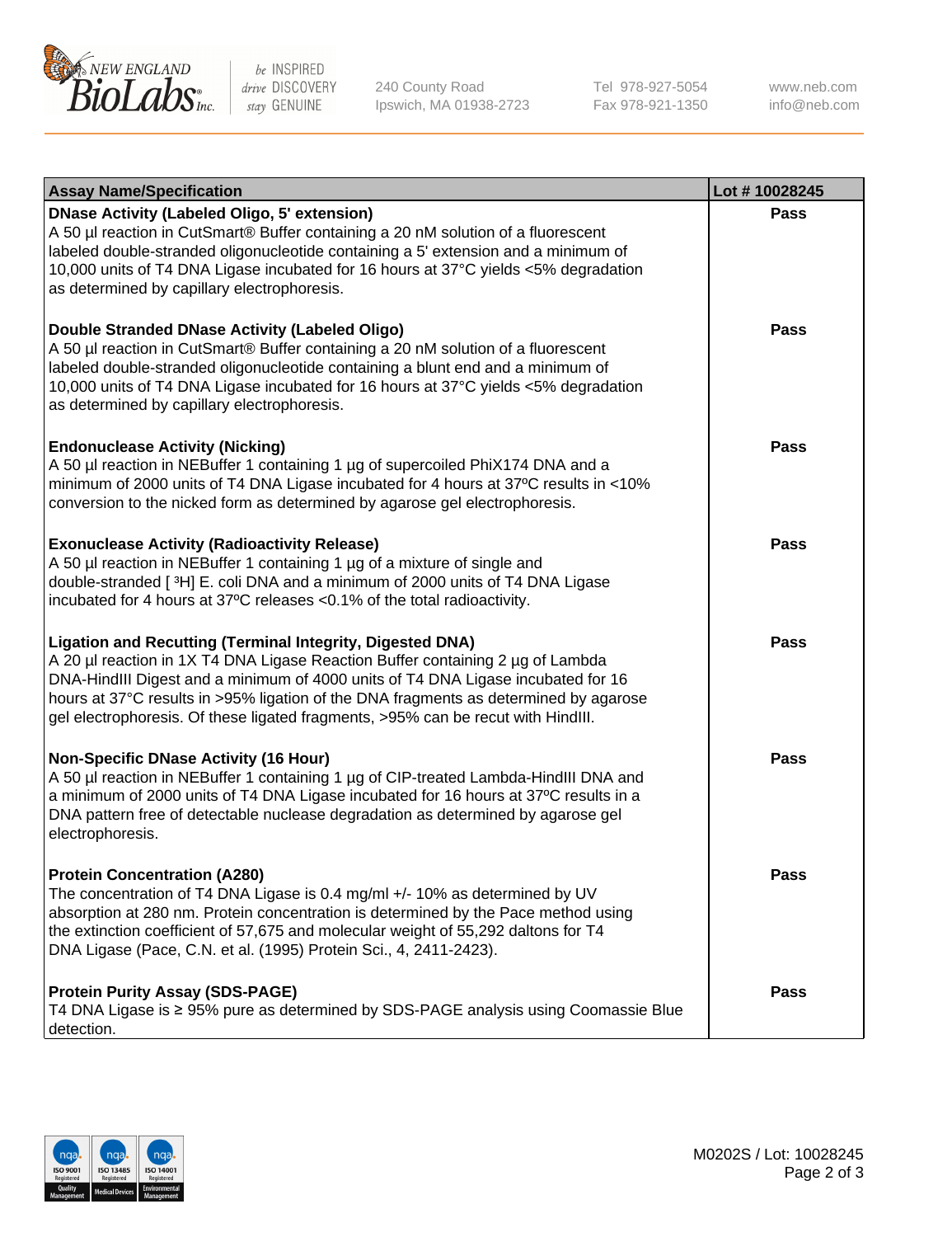| Assay Name/Specification | Lot # 10028245 |
| --- | --- |
| **DNase Activity (Labeled Oligo, 5' extension)**<br>A 50 µl reaction in CutSmart® Buffer containing a 20 nM solution of a fluorescent labeled double-stranded oligonucleotide containing a 5' extension and a minimum of 10,000 units of T4 DNA Ligase incubated for 16 hours at 37°C yields <5% degradation as determined by capillary electrophoresis. | **Pass** |
| **Double Stranded DNase Activity (Labeled Oligo)**<br>A 50 µl reaction in CutSmart® Buffer containing a 20 nM solution of a fluorescent labeled double-stranded oligonucleotide containing a blunt end and a minimum of 10,000 units of T4 DNA Ligase incubated for 16 hours at 37°C yields <5% degradation as determined by capillary electrophoresis. | **Pass** |
| **Endonuclease Activity (Nicking)**<br>A 50 µl reaction in NEBuffer 1 containing 1 µg of supercoiled PhiX174 DNA and a minimum of 2000 units of T4 DNA Ligase incubated for 4 hours at 37ºC results in <10% conversion to the nicked form as determined by agarose gel electrophoresis. | **Pass** |
| **Exonuclease Activity (Radioactivity Release)**<br>A 50 µl reaction in NEBuffer 1 containing 1 µg of a mixture of single and double-stranded [ $^{3}$H] E. coli DNA and a minimum of 2000 units of T4 DNA Ligase incubated for 4 hours at 37ºC releases <0.1% of the total radioactivity. | **Pass** |
| **Ligation and Recutting (Terminal Integrity, Digested DNA)**<br>A 20 µl reaction in 1X T4 DNA Ligase Reaction Buffer containing 2 µg of Lambda DNA-HindIII Digest and a minimum of 4000 units of T4 DNA Ligase incubated for 16 hours at 37°C results in >95% ligation of the DNA fragments as determined by agarose gel electrophoresis. Of these ligated fragments, >95% can be recut with HindIII. | **Pass** |
| **Non-Specific DNase Activity (16 Hour)**<br>A 50 µl reaction in NEBuffer 1 containing 1 µg of CIP-treated Lambda-HindIII DNA and a minimum of 2000 units of T4 DNA Ligase incubated for 16 hours at 37ºC results in a DNA pattern free of detectable nuclease degradation as determined by agarose gel electrophoresis. | **Pass** |
| **Protein Concentration (A280)**<br>The concentration of T4 DNA Ligase is 0.4 mg/ml +/- 10% as determined by UV absorption at 280 nm. Protein concentration is determined by the Pace method using the extinction coefficient of 57,675 and molecular weight of 55,292 daltons for T4 DNA Ligase (Pace, C.N. et al. (1995) Protein Sci., 4, 2411-2423). | **Pass** |
| **Protein Purity Assay (SDS-PAGE)**<br>T4 DNA Ligase is ≥ 95% pure as determined by SDS-PAGE analysis using Coomassie Blue detection. | **Pass** |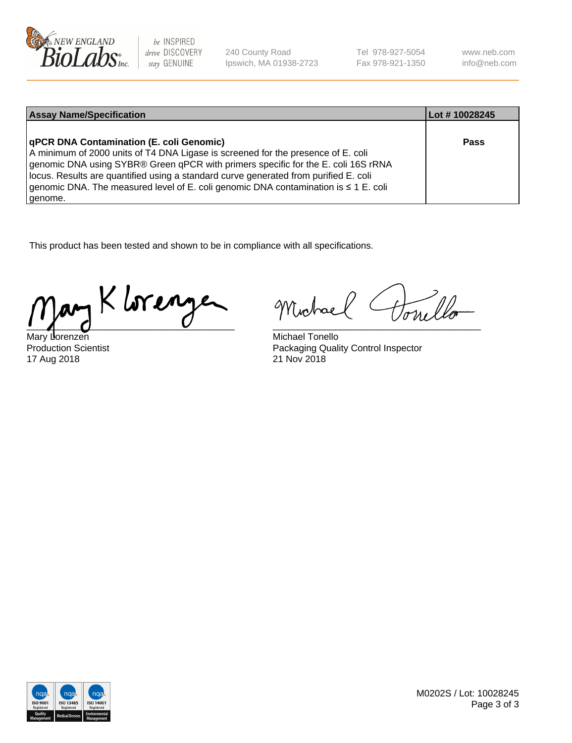| Assay Name/Specification | Lot # 10028245 |
| --- | --- |
| **qPCR DNA Contamination (E. coli Genomic)** A minimum of 2000 units of T4 DNA Ligase is screened for the presence of E. coli genomic DNA using SYBR® Green qPCR with primers specific for the E. coli 16S rRNA locus. Results are quantified using a standard curve generated from purified E. coli genomic DNA. The measured level of E. coli genomic DNA contamination is ≤ 1 E. coli genome. | **Pass** |

This product has been tested and shown to be in compliance with all specifications.

Mary Lorenzen
Production Scientist
17 Aug 2018

Michael Tonello
Packaging Quality Control Inspector
21 Nov 2018

M0202S / Lot: 10028245